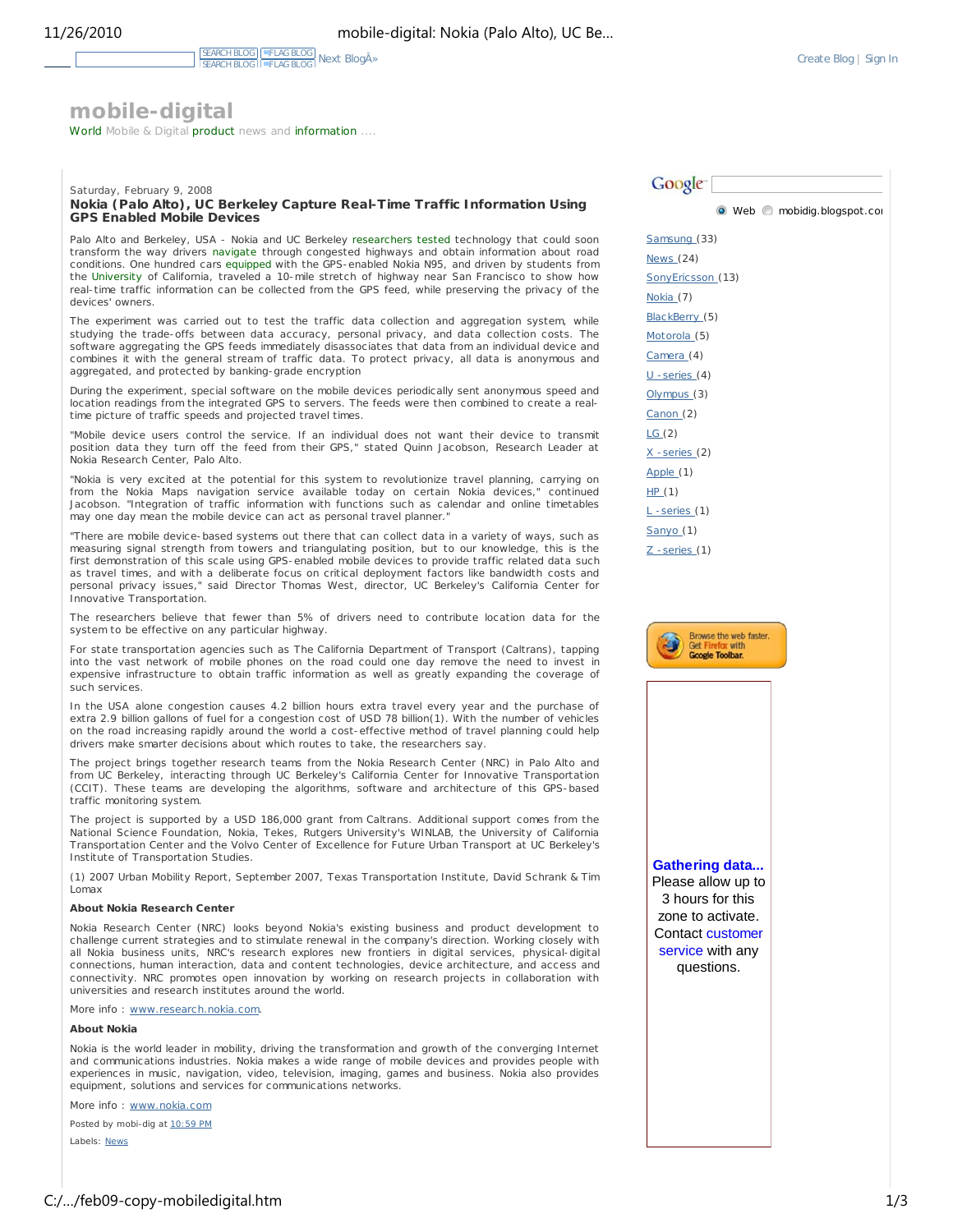# mobile-digital

World Mobile & Digital product news and information ....

Saturday, February 9, 2008

## Nokia (Palo Alto), UC Berkeley Capture Real-Time Traffic Information Using GPS Enabled Mobile Devices

Palo Alto and Berkeley, USA - Nokia and UC Berkeley researchers tested technology that could soon transform the way drivers navigate through congested highways and obtain information about road conditions. One hundred cars equipped with the GPS-enabled Nokia N95, and driven by students from the University of California, traveled a 10-mile stretch of highway near San Francisco to show how real-time traffic information can be collected from the GPS feed, while preserving the privacy of the devices' owners.

The experiment was carried out to test the traffic data collection and aggregation system, while studying the trade-offs between data accuracy, personal privacy, and data collection costs. The software aggregating the GPS feeds immediately disassociates that data from an individual device and combines it with the general stream of traffic data. To protect privacy, all data is anonymous and aggregated, and protected by banking-grade encryption

During the experiment, special software on the mobile devices periodically sent anonymous speed and location readings from the integrated GPS to servers. The feeds were then combined to create a real-time picture of traffic speeds and projected travel times.

"Mobile device users control the service. If an individual does not want their device to transmit position data they turn off the feed from their GPS," stated Quinn Jacobson, Research Leader at Nokia Research Center, Palo Alto.

"Nokia is very excited at the potential for this system to revolutionize travel planning, carrying on from the Nokia Maps navigation service available today on certain Nokia devices," continued Jacobson. "Integration of traffic information with functions such as calendar and online timetables may one day mean the mobile device can act as personal travel planner."

"There are mobile device-based systems out there that can collect data in a variety of ways, such as measuring signal strength from towers and triangulating position, but to our knowledge, this is the first demonstration of this scale using GPS-enabled mobile devices to provide traffic related data such as travel times, and with a deliberate focus on critical deployment factors like bandwidth costs and personal privacy issues," said Director Thomas West, director, UC Berkeley's California Center for Innovative Transportation.

The researchers believe that fewer than 5% of drivers need to contribute location data for the system to be effective on any particular highway.

For state transportation agencies such as The California Department of Transport (Caltrans), tapping into the vast network of mobile phones on the road could one day remove the need to invest in expensive infrastructure to obtain traffic information as well as greatly expanding the coverage of such services.

In the USA alone congestion causes 4.2 billion hours extra travel every year and the purchase of extra 2.9 billion gallons of fuel for a congestion cost of USD 78 billion(1). With the number of vehicles on the road increasing rapidly around the world a cost-effective method of travel planning could help drivers make smarter decisions about which routes to take, the researchers say.

The project brings together research teams from the Nokia Research Center (NRC) in Palo Alto and from UC Berkeley, interacting through UC Berkeley's California Center for Innovative Transportation (CCIT). These teams are developing the algorithms, software and architecture of this GPS-based traffic monitoring system.

The project is supported by a USD 186,000 grant from Caltrans. Additional support comes from the National Science Foundation, Nokia, Tekes, Rutgers University's WINLAB, the University of California Transportation Center and the Volvo Center of Excellence for Future Urban Transport at UC Berkeley's Institute of Transportation Studies.

(1) 2007 Urban Mobility Report, September 2007, Texas Transportation Institute, David Schrank & Tim Lomax

**About Nokia Research Center**

Nokia Research Center (NRC) looks beyond Nokia's existing business and product development to challenge current strategies and to stimulate renewal in the company's direction. Working closely with all Nokia business units, NRC's research explores new frontiers in digital services, physical-digital connections, human interaction, data and content technologies, device architecture, and access and connectivity. NRC promotes open innovation by working on research projects in collaboration with universities and research institutes around the world.

More info : www.research.nokia.com.

**About Nokia**

Nokia is the world leader in mobility, driving the transformation and growth of the converging Internet and communications industries. Nokia makes a wide range of mobile devices and provides people with experiences in music, navigation, video, television, imaging, games and business. Nokia also provides equipment, solutions and services for communications networks.

More info : www.nokia.com

Posted by mobi-dig at 10:59 PM

Labels: News

- Samsung (33)
- News (24)
- SonyEricsson (13)
- Nokia (7)
- BlackBerry (5)
- Motorola (5)
- Camera (4)
- U -series (4)
- Olympus (3)
- Canon (2)
- LG (2)
- X -series (2)
- Apple (1)
- HP (1)
- L -series (1)
- Sanyo (1)
- Z -series (1)

**Gathering data...** Please allow up to 3 hours for this zone to activate. Contact customer service with any questions.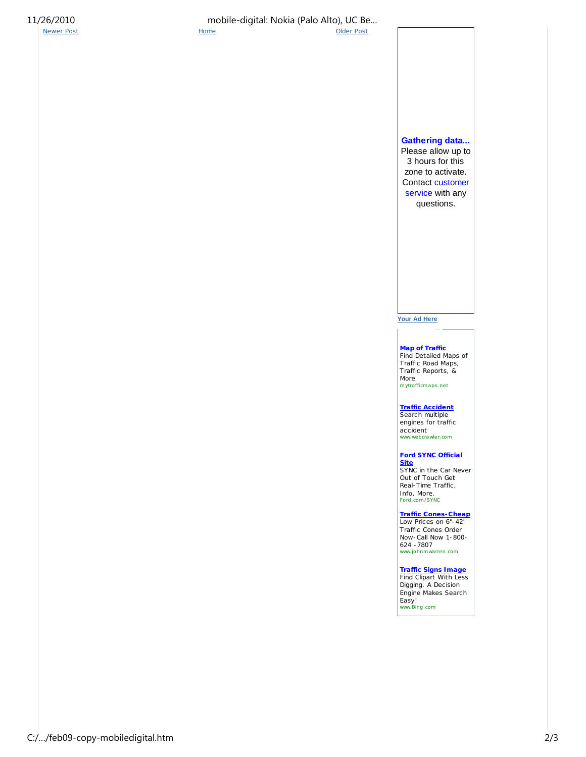Newer Post Home Older Post

**Gathering data...**
Please allow up to 3 hours for this zone to activate. Contact customer service with any questions.

Your Ad Here

**Map of Traffic**
Find Detailed Maps of Traffic Road Maps, Traffic Reports, & More
mytrafficmaps.net

**Traffic Accident**
Search multiple engines for traffic accident
www.webcrawler.com

**Ford SYNC Official Site**
SYNC in the Car Never Out of Touch Get Real-Time Traffic, Info, More.
Ford.com/SYNC

**Traffic Cones-Cheap**
Low Prices on 6"-42" Traffic Cones Order Now-Call Now 1-800-624 -7807
www.johnmwarren.com

**Traffic Signs Image**
Find Clipart With Less Digging. A Decision Engine Makes Search Easy!
www.Bing.com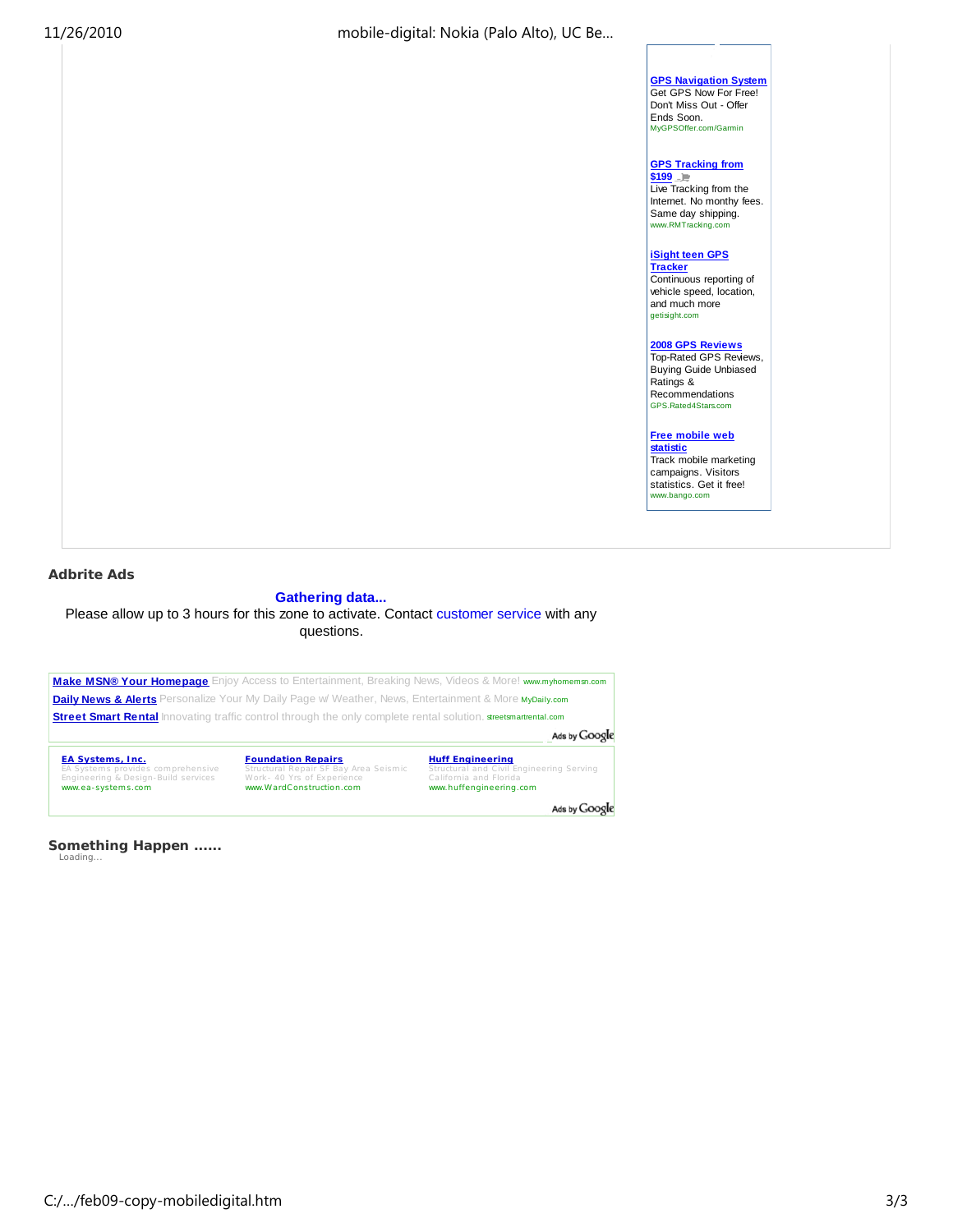**GPS Navigation System**
Get GPS Now For Free! Don't Miss Out - Offer Ends Soon.
MyGPSOffer.com/Garmin

**GPS Tracking from $199**
Live Tracking from the Internet. No monthy fees. Same day shipping.
www.RMTracking.com

**iSight teen GPS Tracker**
Continuous reporting of vehicle speed, location, and much more
getisight.com

**2008 GPS Reviews**
Top-Rated GPS Reviews, Buying Guide Unbiased Ratings & Recommendations
GPS.Rated4Stars.com

**Free mobile web statistic**
Track mobile marketing campaigns. Visitors statistics. Get it free!
www.bango.com

## Adbrite Ads

**Gathering data...**

Please allow up to 3 hours for this zone to activate. Contact customer service with any questions.

**Make MSN® Your Homepage** Enjoy Access to Entertainment, Breaking News, Videos & More! www.myhomemsn.com

**Daily News & Alerts** Personalize Your My Daily Page w/ Weather, News, Entertainment & More MyDaily.com

**Street Smart Rental** Innovating traffic control through the only complete rental solution. streetsmartrental.com

Ads by Google

**EA Systems, Inc.**
EA Systems provides comprehensive Engineering & Design-Build services
www.ea-systems.com

**Foundation Repairs**
Structural Repair SF Bay Area Seismic Work- 40 Yrs of Experience
www.WardConstruction.com

**Huff Engineering**
Structural and Civil Engineering Serving California and Florida
www.huffengineering.com

Ads by Google

## Something Happen ......

Loading...